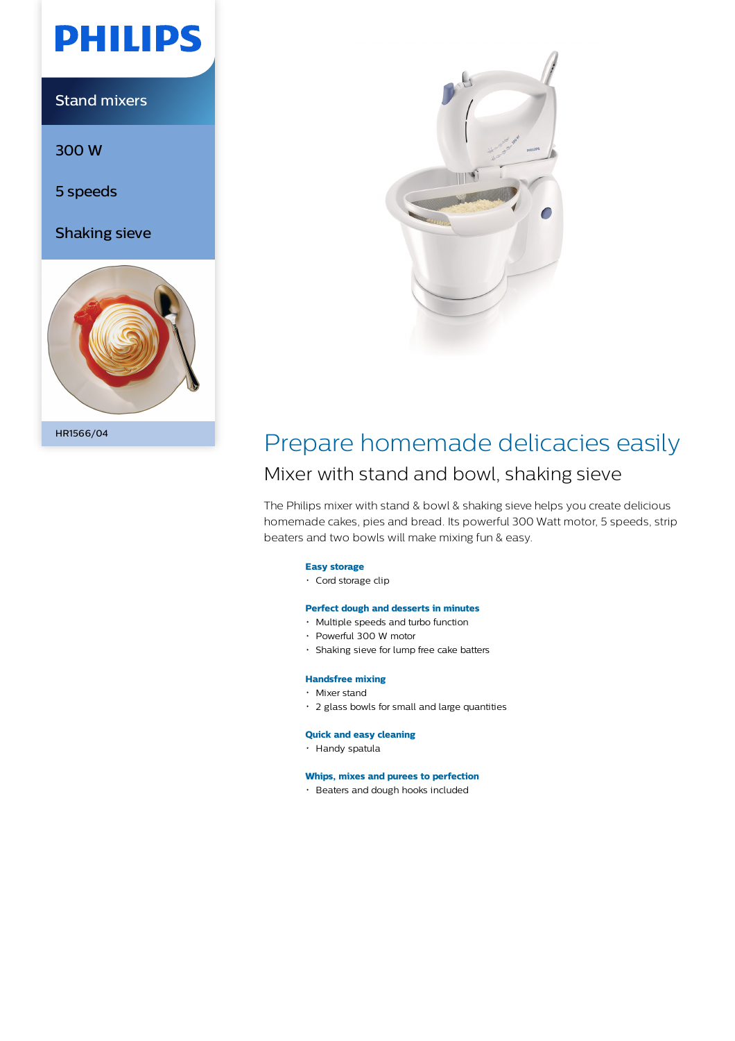PHILIPS

Stand mixers

300 W

5 speeds

Shaking sieve

HR1566/04

# Prepare homemade delicacies easily

## Mixer with stand and bowl, shaking sieve

The Philips mixer with stand & bowl & shaking sieve helps you create delicious homemade cakes, pies and bread. Its powerful 300 Watt motor, 5 speeds, strip beaters and two bowls will make mixing fun & easy.

**Easy storage**

- Cord storage clip

**Perfect dough and desserts in minutes**

- Multiple speeds and turbo function
- Powerful 300 W motor
- Shaking sieve for lump free cake batters

**Handsfree mixing**

- Mixer stand
- 2 glass bowls for small and large quantities

**Quick and easy cleaning**

- Handy spatula

**Whips, mixes and purees to perfection**

- Beaters and dough hooks included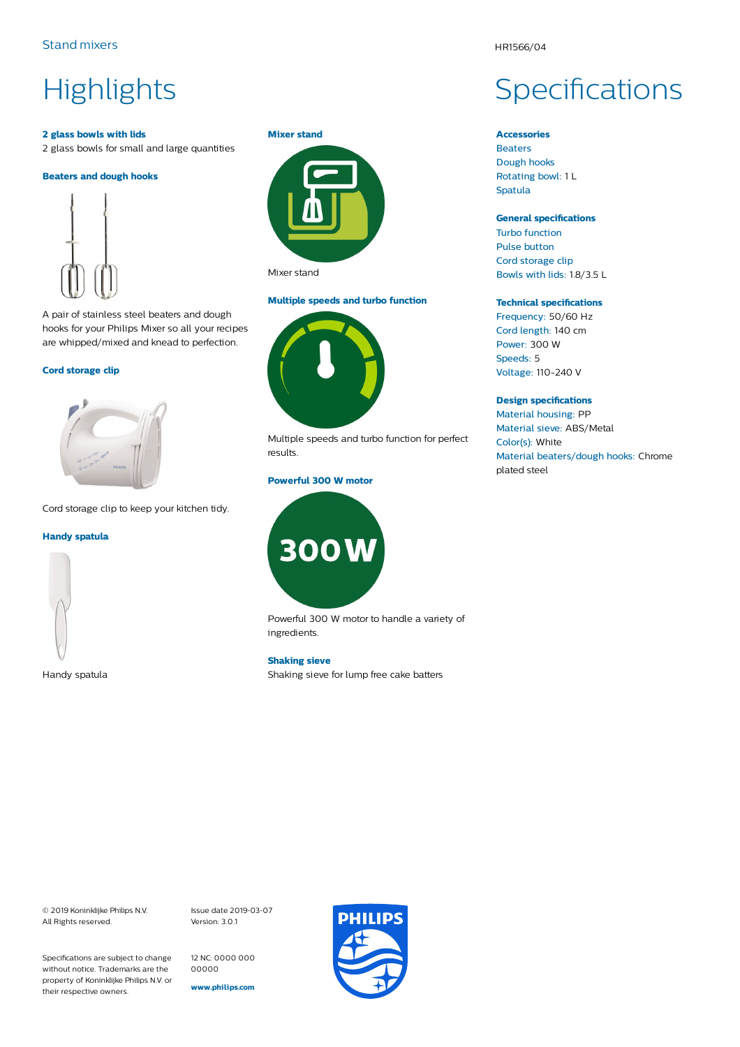Stand mixers

HR1566/04

# Highlights

### 2 glass bowls with lids

2 glass bowls for small and large quantities

### Beaters and dough hooks

A pair of stainless steel beaters and dough hooks for your Philips Mixer so all your recipes are whipped/mixed and knead to perfection.

### Cord storage clip

Cord storage clip to keep your kitchen tidy.

### Handy spatula

Handy spatula

### Mixer stand

Mixer stand

### Multiple speeds and turbo function

Multiple speeds and turbo function for perfect results.

### Powerful 300 W motor

300 W

Powerful 300 W motor to handle a variety of ingredients.

### Shaking sieve

Shaking sieve for lump free cake batters

# Specifications

### Accessories

- Beaters
- Dough hooks
- Rotating bowl: 1 L
- Spatula

### General specifications

- Turbo function
- Pulse button
- Cord storage clip
- Bowls with lids: 1.8/3.5 L

### Technical specifications

- Frequency: 50/60 Hz
- Cord length: 140 cm
- Power: 300 W
- Speeds: 5
- Voltage: 110-240 V

### Design specifications

- Material housing: PP
- Material sieve: ABS/Metal
- Color(s): White
- Material beaters/dough hooks: Chrome plated steel

© 2019 Koninklijke Philips N.V.
All Rights reserved.

Specifications are subject to change without notice. Trademarks are the property of Koninklijke Philips N.V. or their respective owners.

Issue date 2019-03-07
Version: 3.0.1

12 NC: 0000 000 00000

www.philips.com

PHILIPS